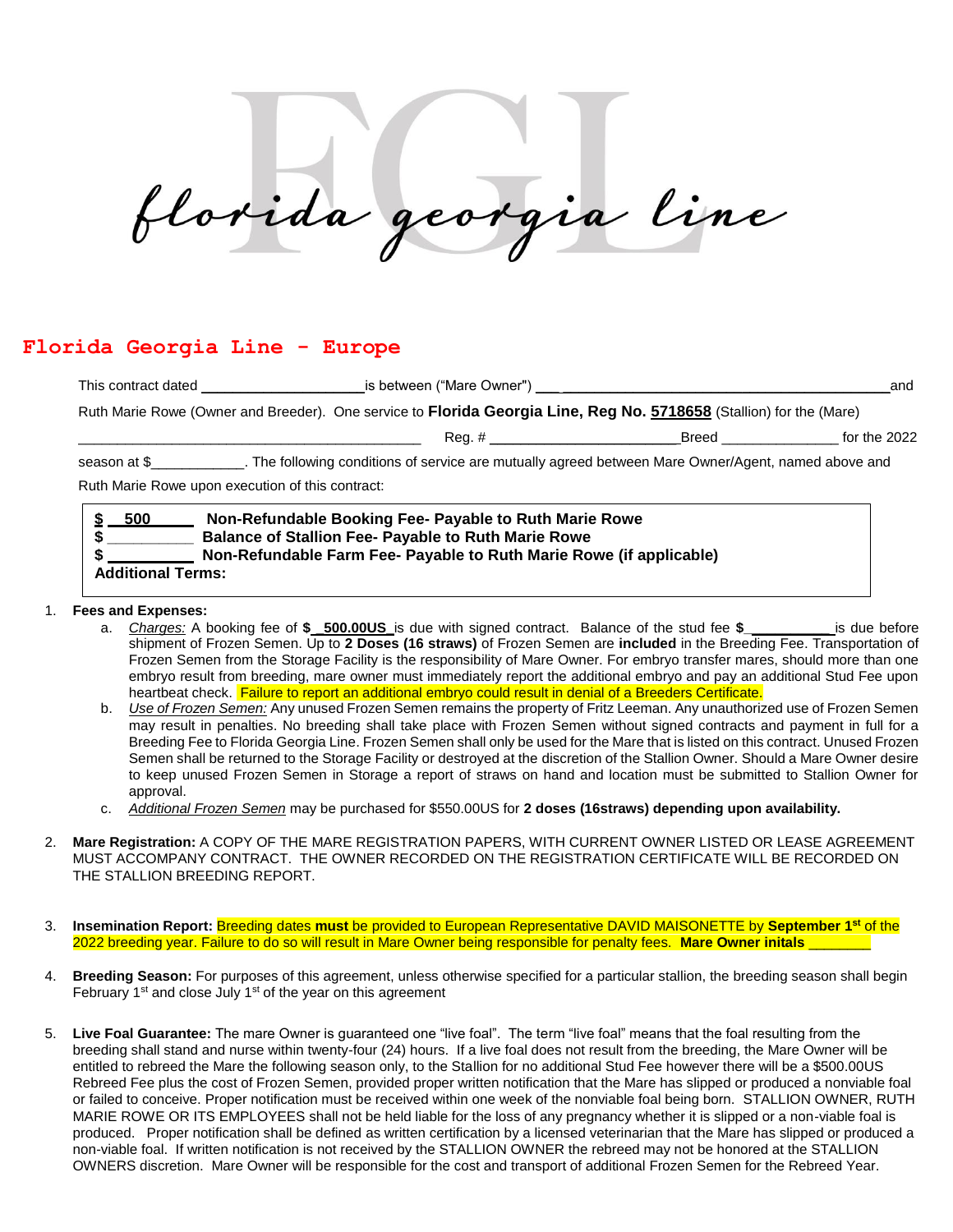florida georgia line

## Florida Georgia Line - Europe

This contract dated ____________________ is between ("Mare Owner") ______________________________________ and Ruth Marie Rowe (Owner and Breeder). One service to **Florida Georgia Line, Reg No. 5718658** (Stallion) for the (Mare) ______________________________________ Reg. # ______________________ Breed ______________ for the 2022 season at $____________. The following conditions of service are mutually agreed between Mare Owner/Agent, named above and Ruth Marie Rowe upon execution of this contract:

**$ 500 Non-Refundable Booking Fee- Payable to Ruth Marie Rowe**
**$ __________ Balance of Stallion Fee- Payable to Ruth Marie Rowe**
**$ __________ Non-Refundable Farm Fee- Payable to Ruth Marie Rowe (if applicable)**
**Additional Terms:**

1. **Fees and Expenses:**
   a. *Charges:* A booking fee of **$ 500.00US** is due with signed contract. Balance of the stud fee **$ __________** is due before shipment of Frozen Semen. Up to **2 Doses (16 straws)** of Frozen Semen are **included** in the Breeding Fee. Transportation of Frozen Semen from the Storage Facility is the responsibility of Mare Owner. For embryo transfer mares, should more than one embryo result from breeding, mare owner must immediately report the additional embryo and pay an additional Stud Fee upon heartbeat check. Failure to report an additional embryo could result in denial of a Breeders Certificate.
   b. *Use of Frozen Semen:* Any unused Frozen Semen remains the property of Fritz Leeman. Any unauthorized use of Frozen Semen may result in penalties. No breeding shall take place with Frozen Semen without signed contracts and payment in full for a Breeding Fee to Florida Georgia Line. Frozen Semen shall only be used for the Mare that is listed on this contract. Unused Frozen Semen shall be returned to the Storage Facility or destroyed at the discretion of the Stallion Owner. Should a Mare Owner desire to keep unused Frozen Semen in Storage a report of straws on hand and location must be submitted to Stallion Owner for approval.
   c. *Additional Frozen Semen* may be purchased for $550.00US for **2 doses (16straws) depending upon availability.**

2. **Mare Registration:** A COPY OF THE MARE REGISTRATION PAPERS, WITH CURRENT OWNER LISTED OR LEASE AGREEMENT MUST ACCOMPANY CONTRACT. THE OWNER RECORDED ON THE REGISTRATION CERTIFICATE WILL BE RECORDED ON THE STALLION BREEDING REPORT.

3. **Insemination Report:** Breeding dates **must** be provided to European Representative DAVID MAISONETTE by **September 1st** of the 2022 breeding year. Failure to do so will result in Mare Owner being responsible for penalty fees. **Mare Owner initals** ________

4. **Breeding Season:** For purposes of this agreement, unless otherwise specified for a particular stallion, the breeding season shall begin February 1st and close July 1st of the year on this agreement

5. **Live Foal Guarantee:** The mare Owner is guaranteed one "live foal". The term "live foal" means that the foal resulting from the breeding shall stand and nurse within twenty-four (24) hours. If a live foal does not result from the breeding, the Mare Owner will be entitled to rebreed the Mare the following season only, to the Stallion for no additional Stud Fee however there will be a $500.00US Rebreed Fee plus the cost of Frozen Semen, provided proper written notification that the Mare has slipped or produced a nonviable foal or failed to conceive. Proper notification must be received within one week of the nonviable foal being born. STALLION OWNER, RUTH MARIE ROWE OR ITS EMPLOYEES shall not be held liable for the loss of any pregnancy whether it is slipped or a non-viable foal is produced. Proper notification shall be defined as written certification by a licensed veterinarian that the Mare has slipped or produced a non-viable foal. If written notification is not received by the STALLION OWNER the rebreed may not be honored at the STALLION OWNERS discretion. Mare Owner will be responsible for the cost and transport of additional Frozen Semen for the Rebreed Year.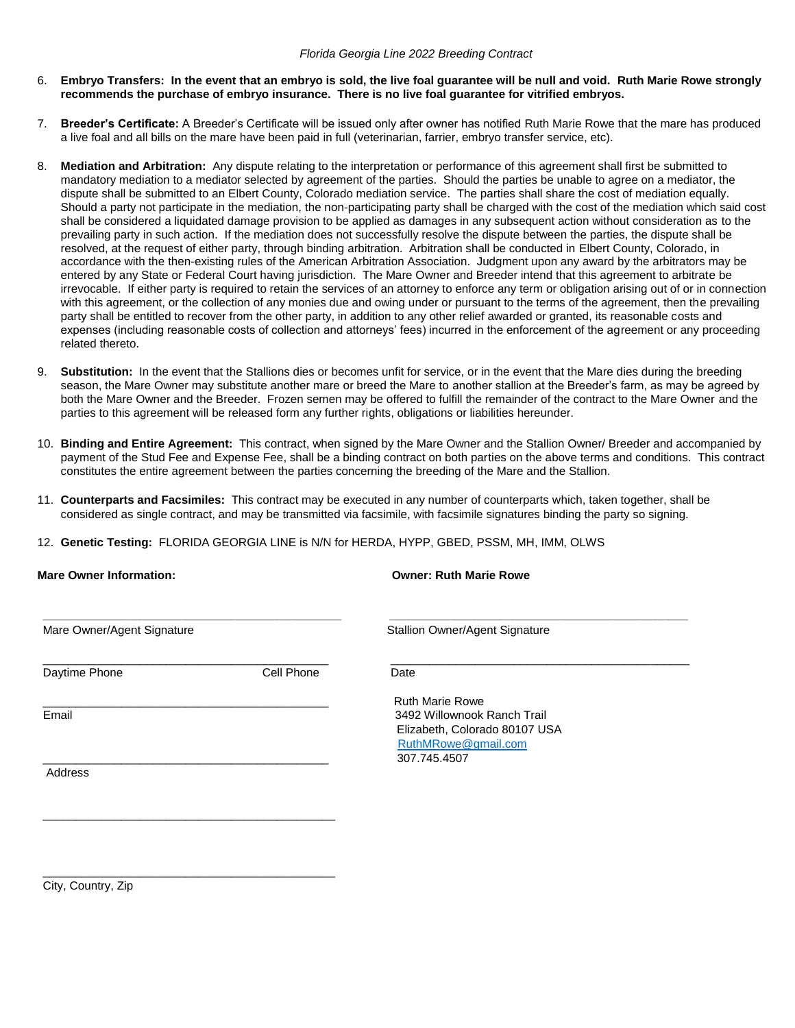6. **Embryo Transfers: In the event that an embryo is sold, the live foal guarantee will be null and void. Ruth Marie Rowe strongly recommends the purchase of embryo insurance. There is no live foal guarantee for vitrified embryos.**

7. **Breeder's Certificate:** A Breeder's Certificate will be issued only after owner has notified Ruth Marie Rowe that the mare has produced a live foal and all bills on the mare have been paid in full (veterinarian, farrier, embryo transfer service, etc).

8. **Mediation and Arbitration:** Any dispute relating to the interpretation or performance of this agreement shall first be submitted to mandatory mediation to a mediator selected by agreement of the parties. Should the parties be unable to agree on a mediator, the dispute shall be submitted to an Elbert County, Colorado mediation service. The parties shall share the cost of mediation equally. Should a party not participate in the mediation, the non-participating party shall be charged with the cost of the mediation which said cost shall be considered a liquidated damage provision to be applied as damages in any subsequent action without consideration as to the prevailing party in such action. If the mediation does not successfully resolve the dispute between the parties, the dispute shall be resolved, at the request of either party, through binding arbitration. Arbitration shall be conducted in Elbert County, Colorado, in accordance with the then-existing rules of the American Arbitration Association. Judgment upon any award by the arbitrators may be entered by any State or Federal Court having jurisdiction. The Mare Owner and Breeder intend that this agreement to arbitrate be irrevocable. If either party is required to retain the services of an attorney to enforce any term or obligation arising out of or in connection with this agreement, or the collection of any monies due and owing under or pursuant to the terms of the agreement, then the prevailing party shall be entitled to recover from the other party, in addition to any other relief awarded or granted, its reasonable costs and expenses (including reasonable costs of collection and attorneys' fees) incurred in the enforcement of the agreement or any proceeding related thereto.

9. **Substitution:** In the event that the Stallions dies or becomes unfit for service, or in the event that the Mare dies during the breeding season, the Mare Owner may substitute another mare or breed the Mare to another stallion at the Breeder's farm, as may be agreed by both the Mare Owner and the Breeder. Frozen semen may be offered to fulfill the remainder of the contract to the Mare Owner and the parties to this agreement will be released form any further rights, obligations or liabilities hereunder.

10. **Binding and Entire Agreement:** This contract, when signed by the Mare Owner and the Stallion Owner/ Breeder and accompanied by payment of the Stud Fee and Expense Fee, shall be a binding contract on both parties on the above terms and conditions. This contract constitutes the entire agreement between the parties concerning the breeding of the Mare and the Stallion.

11. **Counterparts and Facsimiles:** This contract may be executed in any number of counterparts which, taken together, shall be considered as single contract, and may be transmitted via facsimile, with facsimile signatures binding the party so signing.

12. **Genetic Testing:** FLORIDA GEORGIA LINE is N/N for HERDA, HYPP, GBED, PSSM, MH, IMM, OLWS

**Mare Owner Information:**

_______________________________________
Mare Owner/Agent Signature

_______________________________________
Daytime Phone Cell Phone

_______________________________________
Email

_______________________________________
Address

_______________________________________

_______________________________________
City, Country, Zip

**Owner: Ruth Marie Rowe**

_______________________________________
Stallion Owner/Agent Signature

_______________________________________
Date

Ruth Marie Rowe
3492 Willownook Ranch Trail
Elizabeth, Colorado 80107 USA
RuthMRowe@gmail.com
307.745.4507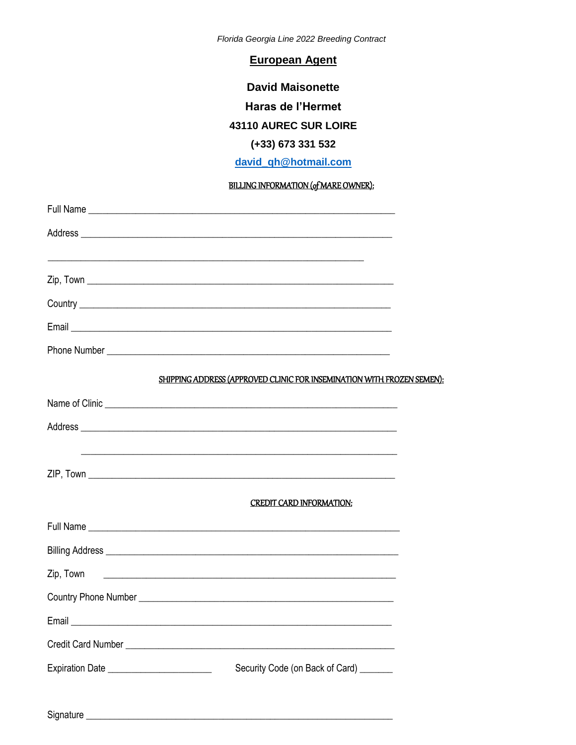*Florida Georgia Line 2022 Breeding Contract*

## European Agent

**David Maisonette**

**Haras de l'Hermet**

**43110 AUREC SUR LOIRE**

**(+33) 673 331 532**

**david_gh@hotmail.com**

BILLING INFORMATION (of MARE OWNER):

Full Name ________________________________________________________________

Address ________________________________________________________________

________________________________________________________________

Zip, Town ________________________________________________________________

Country ________________________________________________________________

Email ________________________________________________________________

Phone Number ____________________________________________________________

SHIPPING ADDRESS (APPROVED CLINIC FOR INSEMINATION WITH FROZEN SEMEN):

Name of Clinic ____________________________________________________________

Address ________________________________________________________________

________________________________________________________________

ZIP, Town ________________________________________________________________

CREDIT CARD INFORMATION:

Full Name ________________________________________________________________

Billing Address ____________________________________________________________

Zip, Town ________________________________________________________________

Country Phone Number _______________________________________________________

Email ________________________________________________________________

Credit Card Number _________________________________________________________

Expiration Date ______________________ Security Code (on Back of Card) _______

Signature ________________________________________________________________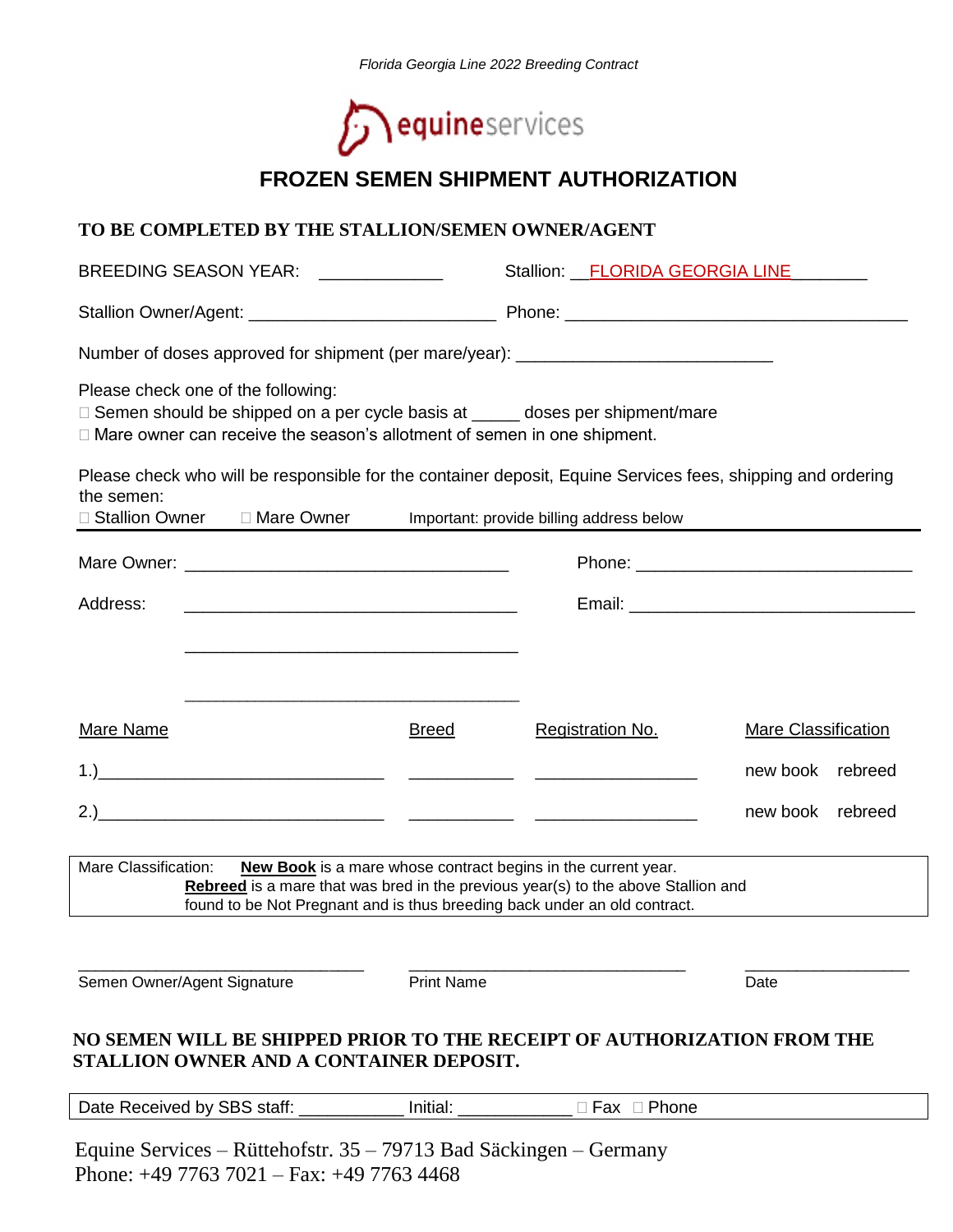Florida Georgia Line 2022 Breeding Contract

equineservices

# FROZEN SEMEN SHIPMENT AUTHORIZATION

**TO BE COMPLETED BY THE STALLION/SEMEN OWNER/AGENT**

BREEDING SEASON YEAR: _____________ Stallion: __FLORIDA GEORGIA LINE________

Stallion Owner/Agent: __________________________ Phone: ____________________________________

Number of doses approved for shipment (per mare/year): ___________________________

Please check one of the following:

☐ Semen should be shipped on a per cycle basis at _____ doses per shipment/mare

☐ Mare owner can receive the season's allotment of semen in one shipment.

Please check who will be responsible for the container deposit, Equine Services fees, shipping and ordering the semen:

☐ Stallion Owner ☐ Mare Owner Important: provide billing address below

---

Mare Owner: __________________________________ Phone: _____________________________

Address: ___________________________________ Email: _______________________________

___________________________________

___________________________________

| Mare Name | Breed | Registration No. | Mare Classification |
|---|---|---|---|
| 1.)______________________________ | ___________ | _________________ | new book rebreed |
| 2.)______________________________ | ___________ | _________________ | new book rebreed |

Mare Classification: **New Book** is a mare whose contract begins in the current year.
**Rebreed** is a mare that was bred in the previous year(s) to the above Stallion and found to be Not Pregnant and is thus breeding back under an old contract.

________________________________ ______________________________ __________________

Semen Owner/Agent Signature Print Name Date

**NO SEMEN WILL BE SHIPPED PRIOR TO THE RECEIPT OF AUTHORIZATION FROM THE STALLION OWNER AND A CONTAINER DEPOSIT.**

Date Received by SBS staff: ___________ Initial: ____________ ☐ Fax ☐ Phone

Equine Services – Rüttehofstr. 35 – 79713 Bad Säckingen – Germany
Phone: +49 7763 7021 – Fax: +49 7763 4468